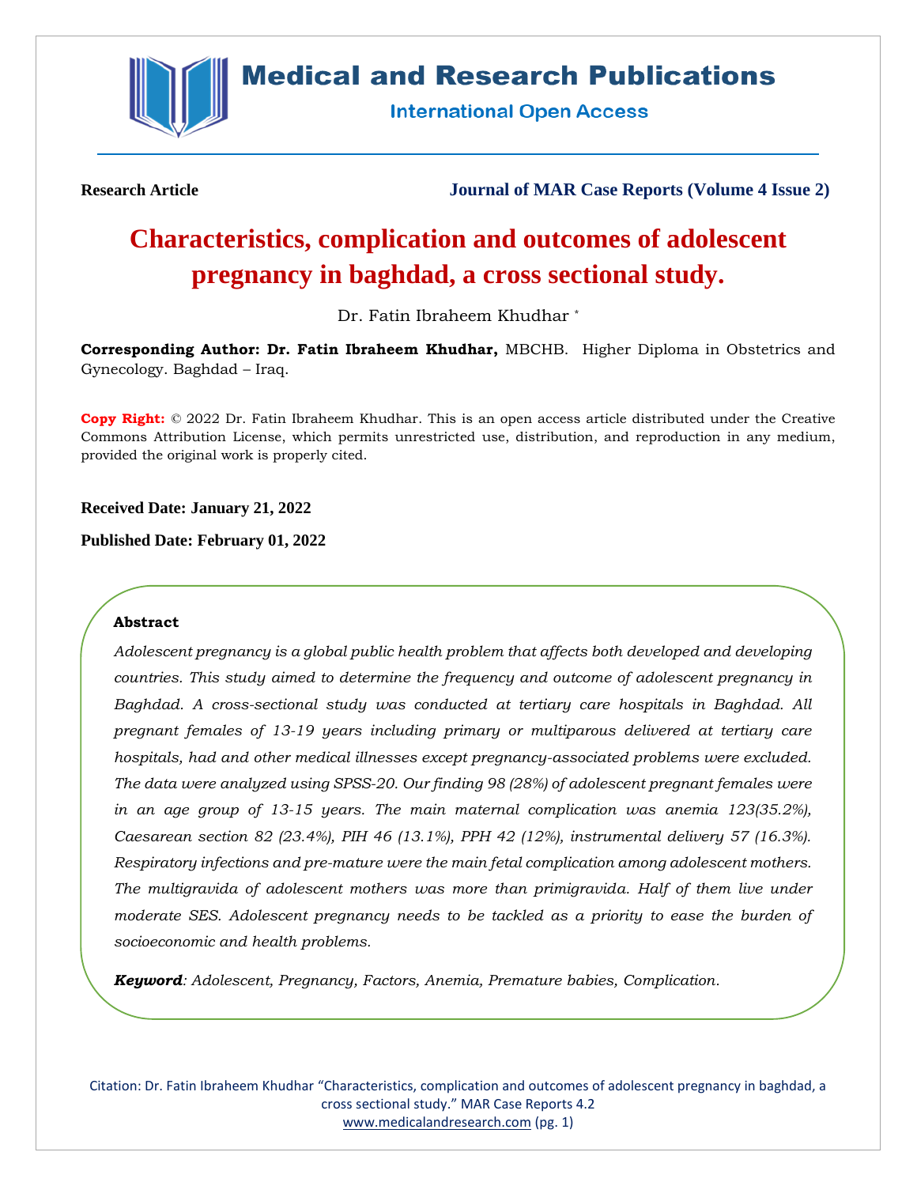**Research Article** **Journal of MAR Case Reports (Volume 4 Issue 2)**

# Characteristics, complication and outcomes of adolescent pregnancy in baghdad, a cross sectional study.

Dr. Fatin Ibraheem Khudhar *

**Corresponding Author: Dr. Fatin Ibraheem Khudhar,** MBCHB. Higher Diploma in Obstetrics and Gynecology. Baghdad – Iraq.

**Copy Right:** © 2022 Dr. Fatin Ibraheem Khudhar. This is an open access article distributed under the Creative Commons Attribution License, which permits unrestricted use, distribution, and reproduction in any medium, provided the original work is properly cited.

**Received Date: January 21, 2022**

**Published Date: February 01, 2022**

### Abstract

*Adolescent pregnancy is a global public health problem that affects both developed and developing countries. This study aimed to determine the frequency and outcome of adolescent pregnancy in Baghdad. A cross-sectional study was conducted at tertiary care hospitals in Baghdad. All pregnant females of 13-19 years including primary or multiparous delivered at tertiary care hospitals, had and other medical illnesses except pregnancy-associated problems were excluded. The data were analyzed using SPSS-20. Our finding 98 (28%) of adolescent pregnant females were in an age group of 13-15 years. The main maternal complication was anemia 123(35.2%), Caesarean section 82 (23.4%), PIH 46 (13.1%), PPH 42 (12%), instrumental delivery 57 (16.3%). Respiratory infections and pre-mature were the main fetal complication among adolescent mothers. The multigravida of adolescent mothers was more than primigravida. Half of them live under moderate SES. Adolescent pregnancy needs to be tackled as a priority to ease the burden of socioeconomic and health problems.*

***Keyword****: Adolescent, Pregnancy, Factors, Anemia, Premature babies, Complication.*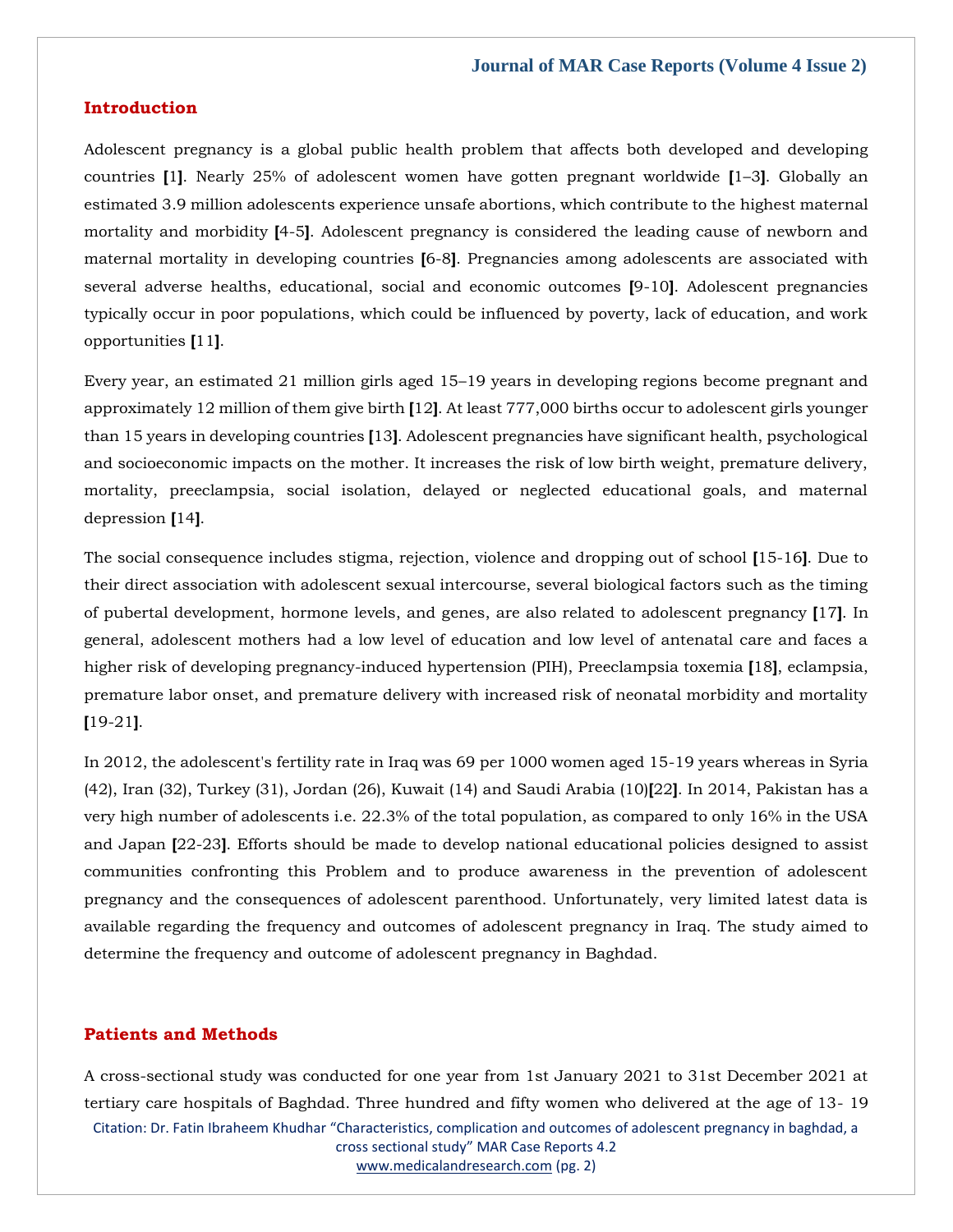## Introduction

Adolescent pregnancy is a global public health problem that affects both developed and developing countries [1]. Nearly 25% of adolescent women have gotten pregnant worldwide [1–3]. Globally an estimated 3.9 million adolescents experience unsafe abortions, which contribute to the highest maternal mortality and morbidity [4-5]. Adolescent pregnancy is considered the leading cause of newborn and maternal mortality in developing countries [6-8]. Pregnancies among adolescents are associated with several adverse healths, educational, social and economic outcomes [9-10]. Adolescent pregnancies typically occur in poor populations, which could be influenced by poverty, lack of education, and work opportunities [11].

Every year, an estimated 21 million girls aged 15–19 years in developing regions become pregnant and approximately 12 million of them give birth [12]. At least 777,000 births occur to adolescent girls younger than 15 years in developing countries [13]. Adolescent pregnancies have significant health, psychological and socioeconomic impacts on the mother. It increases the risk of low birth weight, premature delivery, mortality, preeclampsia, social isolation, delayed or neglected educational goals, and maternal depression [14].

The social consequence includes stigma, rejection, violence and dropping out of school [15-16]. Due to their direct association with adolescent sexual intercourse, several biological factors such as the timing of pubertal development, hormone levels, and genes, are also related to adolescent pregnancy [17]. In general, adolescent mothers had a low level of education and low level of antenatal care and faces a higher risk of developing pregnancy-induced hypertension (PIH), Preeclampsia toxemia [18], eclampsia, premature labor onset, and premature delivery with increased risk of neonatal morbidity and mortality [19-21].

In 2012, the adolescent's fertility rate in Iraq was 69 per 1000 women aged 15-19 years whereas in Syria (42), Iran (32), Turkey (31), Jordan (26), Kuwait (14) and Saudi Arabia (10)[22]. In 2014, Pakistan has a very high number of adolescents i.e. 22.3% of the total population, as compared to only 16% in the USA and Japan [22-23]. Efforts should be made to develop national educational policies designed to assist communities confronting this Problem and to produce awareness in the prevention of adolescent pregnancy and the consequences of adolescent parenthood. Unfortunately, very limited latest data is available regarding the frequency and outcomes of adolescent pregnancy in Iraq. The study aimed to determine the frequency and outcome of adolescent pregnancy in Baghdad.

## Patients and Methods

A cross-sectional study was conducted for one year from 1st January 2021 to 31st December 2021 at tertiary care hospitals of Baghdad. Three hundred and fifty women who delivered at the age of 13- 19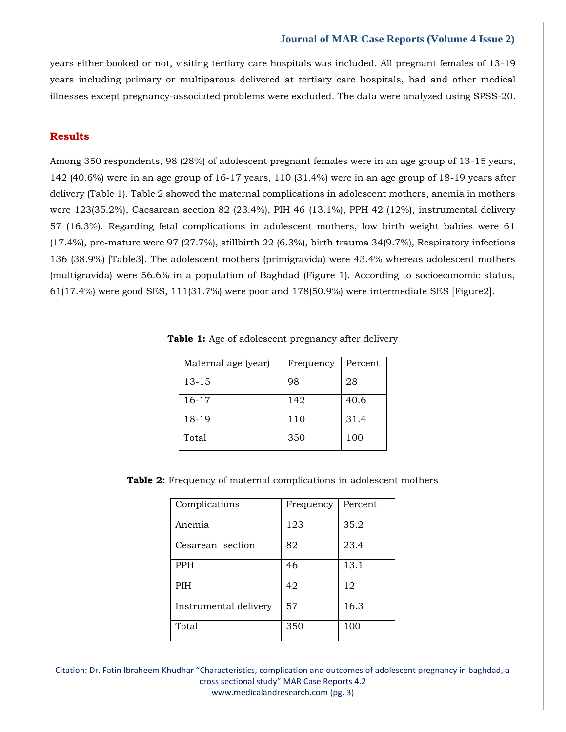years either booked or not, visiting tertiary care hospitals was included. All pregnant females of 13-19 years including primary or multiparous delivered at tertiary care hospitals, had and other medical illnesses except pregnancy-associated problems were excluded. The data were analyzed using SPSS-20.

## Results

Among 350 respondents, 98 (28%) of adolescent pregnant females were in an age group of 13-15 years, 142 (40.6%) were in an age group of 16-17 years, 110 (31.4%) were in an age group of 18-19 years after delivery (Table 1). Table 2 showed the maternal complications in adolescent mothers, anemia in mothers were 123(35.2%), Caesarean section 82 (23.4%), PIH 46 (13.1%), PPH 42 (12%), instrumental delivery 57 (16.3%). Regarding fetal complications in adolescent mothers, low birth weight babies were 61 (17.4%), pre-mature were 97 (27.7%), stillbirth 22 (6.3%), birth trauma 34(9.7%), Respiratory infections 136 (38.9%) [Table3]. The adolescent mothers (primigravida) were 43.4% whereas adolescent mothers (multigravida) were 56.6% in a population of Baghdad (Figure 1). According to socioeconomic status, 61(17.4%) were good SES, 111(31.7%) were poor and 178(50.9%) were intermediate SES [Figure2].

**Table 1:** Age of adolescent pregnancy after delivery

| Maternal age (year) | Frequency | Percent |
|---|---|---|
| 13-15 | 98 | 28 |
| 16-17 | 142 | 40.6 |
| 18-19 | 110 | 31.4 |
| Total | 350 | 100 |

**Table 2:** Frequency of maternal complications in adolescent mothers

| Complications | Frequency | Percent |
|---|---|---|
| Anemia | 123 | 35.2 |
| Cesarean section | 82 | 23.4 |
| PPH | 46 | 13.1 |
| PIH | 42 | 12 |
| Instrumental delivery | 57 | 16.3 |
| Total | 350 | 100 |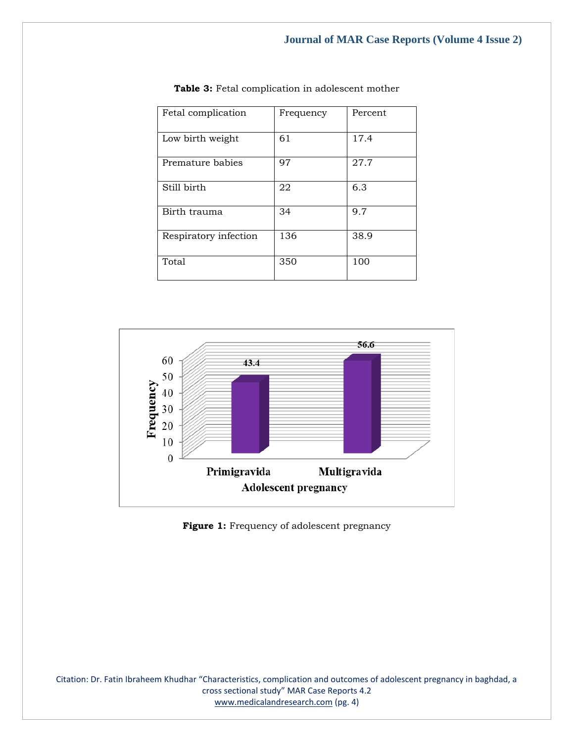**Table 3:** Fetal complication in adolescent mother

| Fetal complication | Frequency | Percent |
| --- | --- | --- |
| Low birth weight | 61 | 17.4 |
| Premature babies | 97 | 27.7 |
| Still birth | 22 | 6.3 |
| Birth trauma | 34 | 9.7 |
| Respiratory infection | 136 | 38.9 |
| Total | 350 | 100 |

**Figure 1:** Frequency of adolescent pregnancy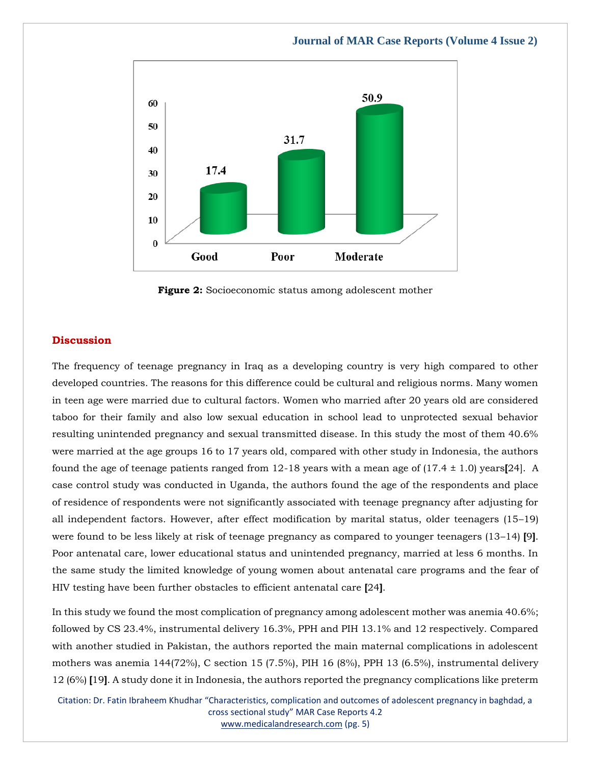Figure 2: Socioeconomic status among adolescent mother

## Discussion

The frequency of teenage pregnancy in Iraq as a developing country is very high compared to other developed countries. The reasons for this difference could be cultural and religious norms. Many women in teen age were married due to cultural factors. Women who married after 20 years old are considered taboo for their family and also low sexual education in school lead to unprotected sexual behavior resulting unintended pregnancy and sexual transmitted disease. In this study the most of them 40.6% were married at the age groups 16 to 17 years old, compared with other study in Indonesia, the authors found the age of teenage patients ranged from 12-18 years with a mean age of (17.4 ± 1.0) years[24]. A case control study was conducted in Uganda, the authors found the age of the respondents and place of residence of respondents were not significantly associated with teenage pregnancy after adjusting for all independent factors. However, after effect modification by marital status, older teenagers (15–19) were found to be less likely at risk of teenage pregnancy as compared to younger teenagers (13–14) [9]. Poor antenatal care, lower educational status and unintended pregnancy, married at less 6 months. In the same study the limited knowledge of young women about antenatal care programs and the fear of HIV testing have been further obstacles to efficient antenatal care [24].

In this study we found the most complication of pregnancy among adolescent mother was anemia 40.6%; followed by CS 23.4%, instrumental delivery 16.3%, PPH and PIH 13.1% and 12 respectively. Compared with another studied in Pakistan, the authors reported the main maternal complications in adolescent mothers was anemia 144(72%), C section 15 (7.5%), PIH 16 (8%), PPH 13 (6.5%), instrumental delivery 12 (6%) [19]. A study done it in Indonesia, the authors reported the pregnancy complications like preterm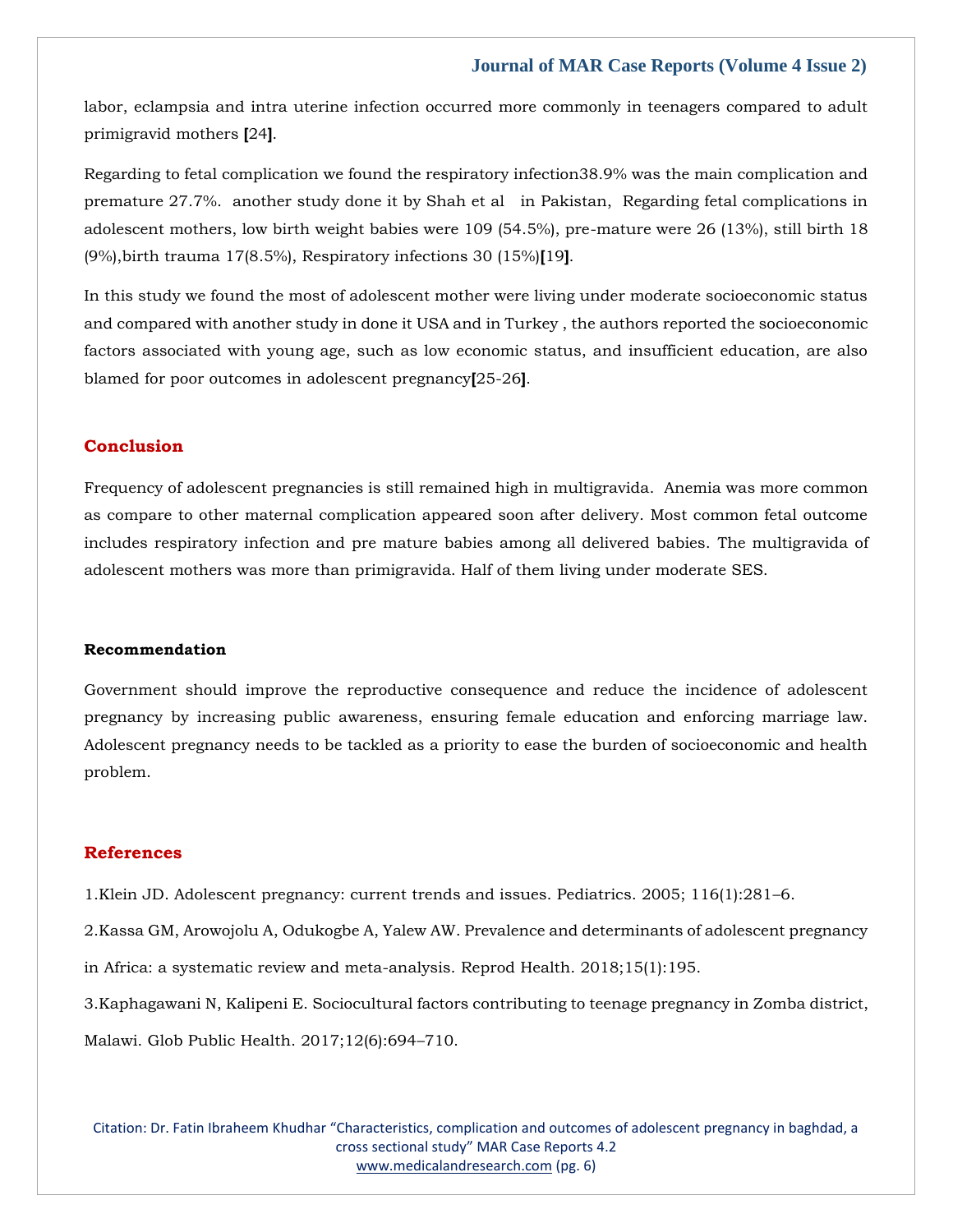labor, eclampsia and intra uterine infection occurred more commonly in teenagers compared to adult primigravid mothers [24].

Regarding to fetal complication we found the respiratory infection38.9% was the main complication and premature 27.7%. another study done it by Shah et al in Pakistan, Regarding fetal complications in adolescent mothers, low birth weight babies were 109 (54.5%), pre-mature were 26 (13%), still birth 18 (9%),birth trauma 17(8.5%), Respiratory infections 30 (15%)[19].

In this study we found the most of adolescent mother were living under moderate socioeconomic status and compared with another study in done it USA and in Turkey , the authors reported the socioeconomic factors associated with young age, such as low economic status, and insufficient education, are also blamed for poor outcomes in adolescent pregnancy[25-26].

## Conclusion

Frequency of adolescent pregnancies is still remained high in multigravida. Anemia was more common as compare to other maternal complication appeared soon after delivery. Most common fetal outcome includes respiratory infection and pre mature babies among all delivered babies. The multigravida of adolescent mothers was more than primigravida. Half of them living under moderate SES.

### Recommendation

Government should improve the reproductive consequence and reduce the incidence of adolescent pregnancy by increasing public awareness, ensuring female education and enforcing marriage law. Adolescent pregnancy needs to be tackled as a priority to ease the burden of socioeconomic and health problem.

## References

1.Klein JD. Adolescent pregnancy: current trends and issues. Pediatrics. 2005; 116(1):281–6.

2.Kassa GM, Arowojolu A, Odukogbe A, Yalew AW. Prevalence and determinants of adolescent pregnancy in Africa: a systematic review and meta-analysis. Reprod Health. 2018;15(1):195.

3.Kaphagawani N, Kalipeni E. Sociocultural factors contributing to teenage pregnancy in Zomba district, Malawi. Glob Public Health. 2017;12(6):694–710.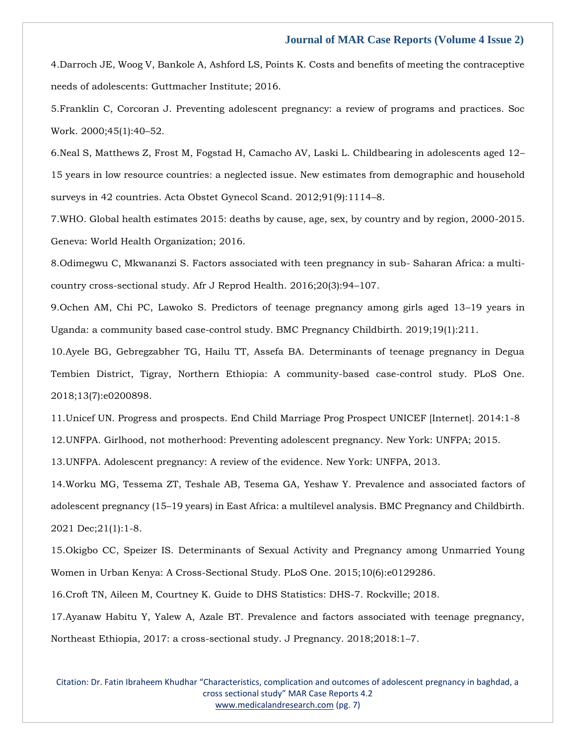4.Darroch JE, Woog V, Bankole A, Ashford LS, Points K. Costs and benefits of meeting the contraceptive needs of adolescents: Guttmacher Institute; 2016.

5.Franklin C, Corcoran J. Preventing adolescent pregnancy: a review of programs and practices. Soc Work. 2000;45(1):40–52.

6.Neal S, Matthews Z, Frost M, Fogstad H, Camacho AV, Laski L. Childbearing in adolescents aged 12–15 years in low resource countries: a neglected issue. New estimates from demographic and household surveys in 42 countries. Acta Obstet Gynecol Scand. 2012;91(9):1114–8.

7.WHO. Global health estimates 2015: deaths by cause, age, sex, by country and by region, 2000-2015. Geneva: World Health Organization; 2016.

8.Odimegwu C, Mkwananzi S. Factors associated with teen pregnancy in sub- Saharan Africa: a multi-country cross-sectional study. Afr J Reprod Health. 2016;20(3):94–107.

9.Ochen AM, Chi PC, Lawoko S. Predictors of teenage pregnancy among girls aged 13–19 years in Uganda: a community based case-control study. BMC Pregnancy Childbirth. 2019;19(1):211.

10.Ayele BG, Gebregzabher TG, Hailu TT, Assefa BA. Determinants of teenage pregnancy in Degua Tembien District, Tigray, Northern Ethiopia: A community-based case-control study. PLoS One. 2018;13(7):e0200898.

11.Unicef UN. Progress and prospects. End Child Marriage Prog Prospect UNICEF [Internet]. 2014:1-8

12.UNFPA. Girlhood, not motherhood: Preventing adolescent pregnancy. New York: UNFPA; 2015.

13.UNFPA. Adolescent pregnancy: A review of the evidence. New York: UNFPA, 2013.

14.Worku MG, Tessema ZT, Teshale AB, Tesema GA, Yeshaw Y. Prevalence and associated factors of adolescent pregnancy (15–19 years) in East Africa: a multilevel analysis. BMC Pregnancy and Childbirth. 2021 Dec;21(1):1-8.

15.Okigbo CC, Speizer IS. Determinants of Sexual Activity and Pregnancy among Unmarried Young Women in Urban Kenya: A Cross-Sectional Study. PLoS One. 2015;10(6):e0129286.

16.Croft TN, Aileen M, Courtney K. Guide to DHS Statistics: DHS-7. Rockville; 2018.

17.Ayanaw Habitu Y, Yalew A, Azale BT. Prevalence and factors associated with teenage pregnancy, Northeast Ethiopia, 2017: a cross-sectional study. J Pregnancy. 2018;2018:1–7.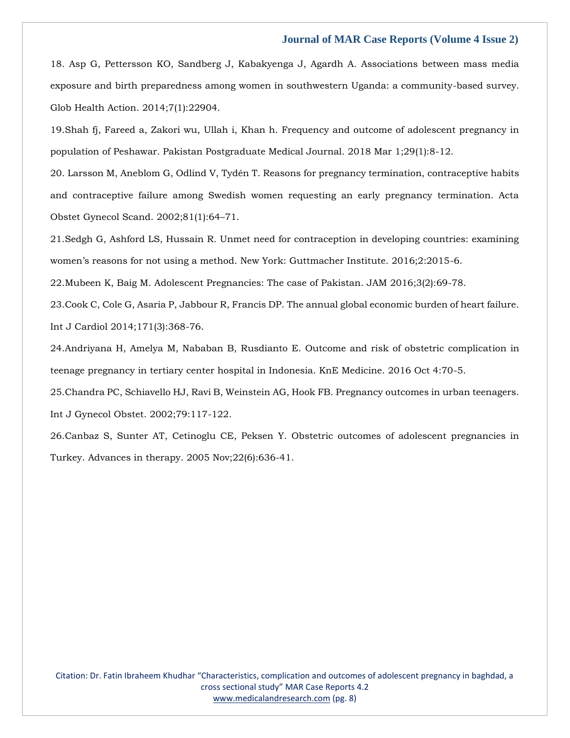18. Asp G, Pettersson KO, Sandberg J, Kabakyenga J, Agardh A. Associations between mass media exposure and birth preparedness among women in southwestern Uganda: a community-based survey. Glob Health Action. 2014;7(1):22904.

19.Shah fj, Fareed a, Zakori wu, Ullah i, Khan h. Frequency and outcome of adolescent pregnancy in population of Peshawar. Pakistan Postgraduate Medical Journal. 2018 Mar 1;29(1):8-12.

20. Larsson M, Aneblom G, Odlind V, Tydén T. Reasons for pregnancy termination, contraceptive habits and contraceptive failure among Swedish women requesting an early pregnancy termination. Acta Obstet Gynecol Scand. 2002;81(1):64–71.

21.Sedgh G, Ashford LS, Hussain R. Unmet need for contraception in developing countries: examining women's reasons for not using a method. New York: Guttmacher Institute. 2016;2:2015-6.

22.Mubeen K, Baig M. Adolescent Pregnancies: The case of Pakistan. JAM 2016;3(2):69-78.

23.Cook C, Cole G, Asaria P, Jabbour R, Francis DP. The annual global economic burden of heart failure. Int J Cardiol 2014;171(3):368-76.

24.Andriyana H, Amelya M, Nababan B, Rusdianto E. Outcome and risk of obstetric complication in teenage pregnancy in tertiary center hospital in Indonesia. KnE Medicine. 2016 Oct 4:70-5.

25.Chandra PC, Schiavello HJ, Ravi B, Weinstein AG, Hook FB. Pregnancy outcomes in urban teenagers. Int J Gynecol Obstet. 2002;79:117-122.

26.Canbaz S, Sunter AT, Cetinoglu CE, Peksen Y. Obstetric outcomes of adolescent pregnancies in Turkey. Advances in therapy. 2005 Nov;22(6):636-41.